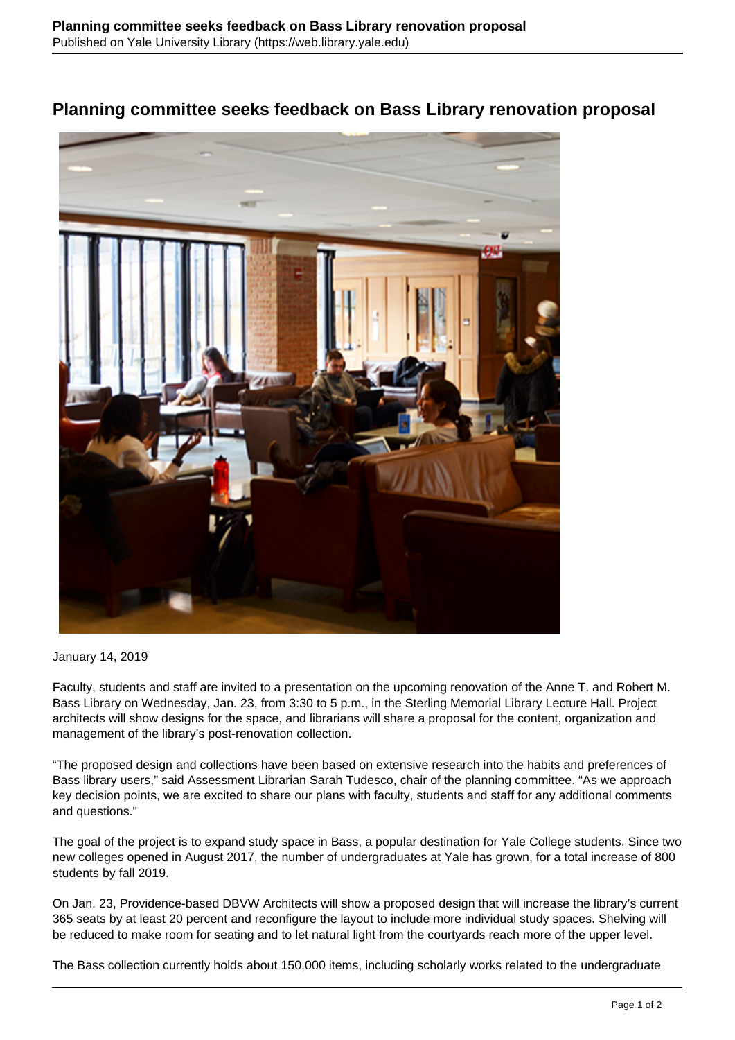# Planning committee seeks feedback on Bass Library renovation proposal

January 14, 2019

Faculty, students and staff are invited to a presentation on the upcoming renovation of the Anne T. and Robert M. Bass Library on Wednesday, Jan. 23, from 3:30 to 5 p.m., in the Sterling Memorial Library Lecture Hall. Project architects will show designs for the space, and librarians will share a proposal for the content, organization and management of the library's post-renovation collection.

"The proposed design and collections have been based on extensive research into the habits and preferences of Bass library users," said Assessment Librarian Sarah Tudesco, chair of the planning committee. "As we approach key decision points, we are excited to share our plans with faculty, students and staff for any additional comments and questions."

The goal of the project is to expand study space in Bass, a popular destination for Yale College students. Since two new colleges opened in August 2017, the number of undergraduates at Yale has grown, for a total increase of 800 students by fall 2019.

On Jan. 23, Providence-based DBVW Architects will show a proposed design that will increase the library's current 365 seats by at least 20 percent and reconfigure the layout to include more individual study spaces. Shelving will be reduced to make room for seating and to let natural light from the courtyards reach more of the upper level.

The Bass collection currently holds about 150,000 items, including scholarly works related to the undergraduate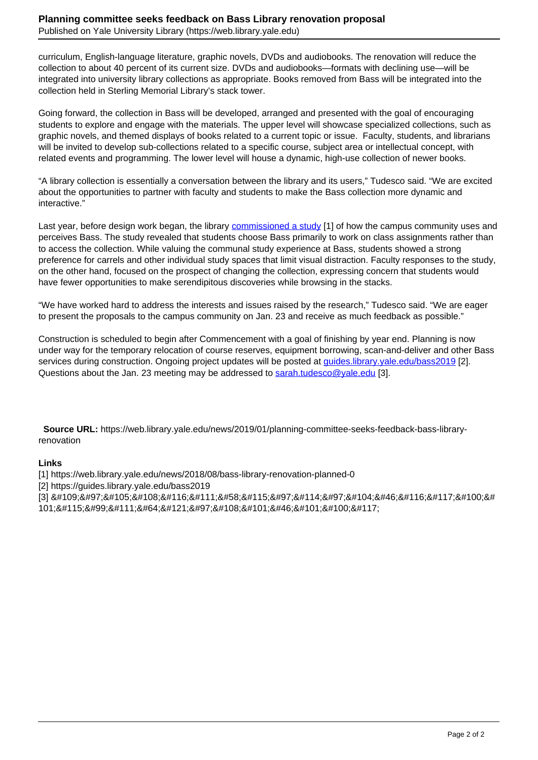curriculum, English-language literature, graphic novels, DVDs and audiobooks. The renovation will reduce the collection to about 40 percent of its current size. DVDs and audiobooks—formats with declining use—will be integrated into university library collections as appropriate. Books removed from Bass will be integrated into the collection held in Sterling Memorial Library's stack tower.

Going forward, the collection in Bass will be developed, arranged and presented with the goal of encouraging students to explore and engage with the materials. The upper level will showcase specialized collections, such as graphic novels, and themed displays of books related to a current topic or issue. Faculty, students, and librarians will be invited to develop sub-collections related to a specific course, subject area or intellectual concept, with related events and programming. The lower level will house a dynamic, high-use collection of newer books.

"A library collection is essentially a conversation between the library and its users," Tudesco said. "We are excited about the opportunities to partner with faculty and students to make the Bass collection more dynamic and interactive."

Last year, before design work began, the library commissioned a study [1] of how the campus community uses and perceives Bass. The study revealed that students choose Bass primarily to work on class assignments rather than to access the collection. While valuing the communal study experience at Bass, students showed a strong preference for carrels and other individual study spaces that limit visual distraction. Faculty responses to the study, on the other hand, focused on the prospect of changing the collection, expressing concern that students would have fewer opportunities to make serendipitous discoveries while browsing in the stacks.

"We have worked hard to address the interests and issues raised by the research," Tudesco said. "We are eager to present the proposals to the campus community on Jan. 23 and receive as much feedback as possible."

Construction is scheduled to begin after Commencement with a goal of finishing by year end. Planning is now under way for the temporary relocation of course reserves, equipment borrowing, scan-and-deliver and other Bass services during construction. Ongoing project updates will be posted at guides.library.yale.edu/bass2019 [2]. Questions about the Jan. 23 meeting may be addressed to sarah.tudesco@yale.edu [3].

**Source URL:** https://web.library.yale.edu/news/2019/01/planning-committee-seeks-feedback-bass-library-renovation

**Links**

[1] https://web.library.yale.edu/news/2018/08/bass-library-renovation-planned-0
[2] https://guides.library.yale.edu/bass2019
[3] &#109;&#97;&#105;&#108;&#116;&#111;&#58;&#115;&#97;&#114;&#97;&#104;&#46;&#116;&#117;&#100;&#101;&#115;&#99;&#111;&#64;&#121;&#97;&#108;&#101;&#46;&#101;&#100;&#117;